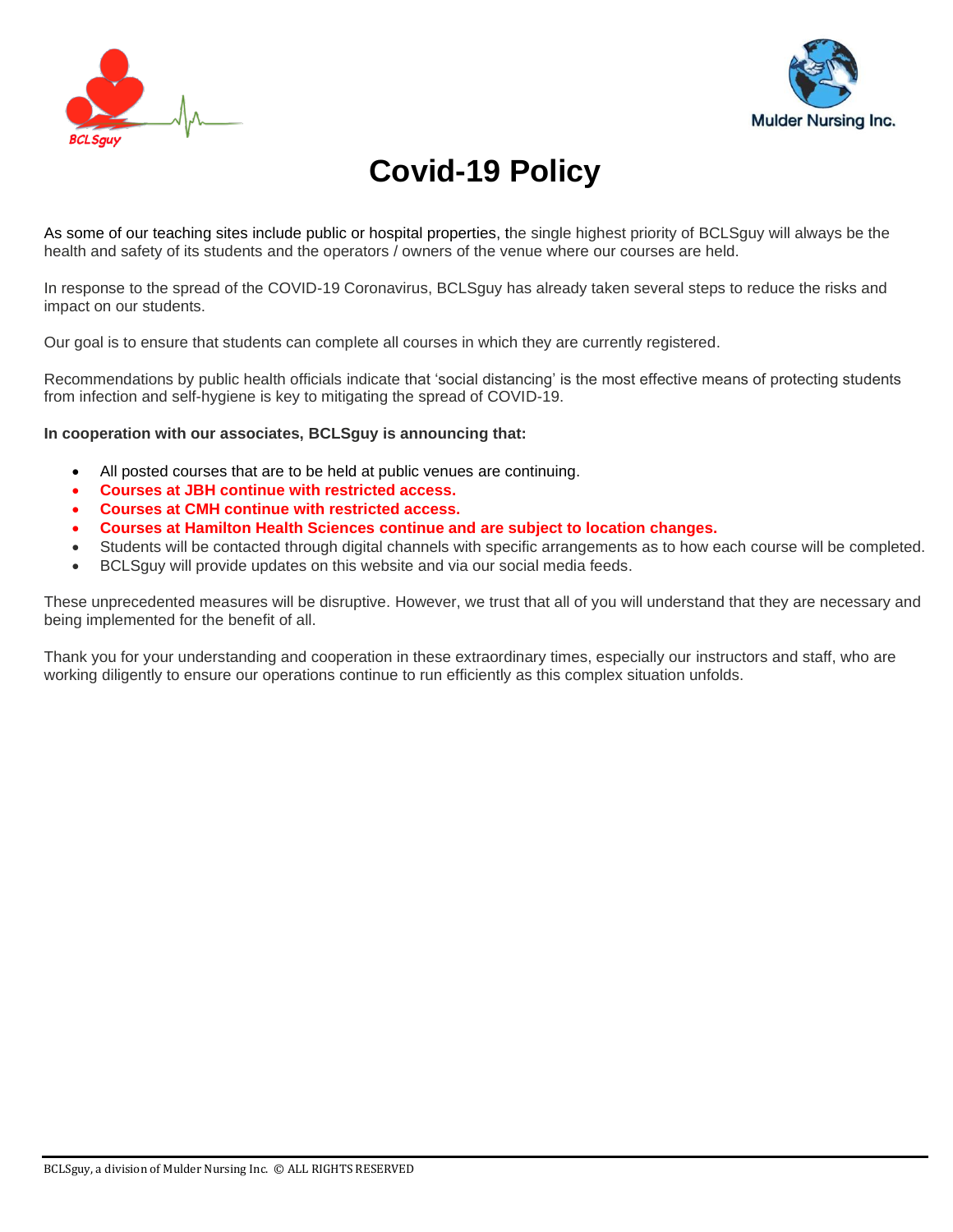# Covid-19 Policy

As some of our teaching sites include public or hospital properties, the single highest priority of BCLSguy will always be the health and safety of its students and the operators / owners of the venue where our courses are held.

In response to the spread of the COVID-19 Coronavirus, BCLSguy has already taken several steps to reduce the risks and impact on our students.

Our goal is to ensure that students can complete all courses in which they are currently registered.

Recommendations by public health officials indicate that 'social distancing' is the most effective means of protecting students from infection and self-hygiene is key to mitigating the spread of COVID-19.

**In cooperation with our associates, BCLSguy is announcing that:**

- All posted courses that are to be held at public venues are continuing.
- **Courses at JBH continue with restricted access.**
- **Courses at CMH continue with restricted access.**
- **Courses at Hamilton Health Sciences continue and are subject to location changes.**
- Students will be contacted through digital channels with specific arrangements as to how each course will be completed.
- BCLSguy will provide updates on this website and via our social media feeds.

These unprecedented measures will be disruptive. However, we trust that all of you will understand that they are necessary and being implemented for the benefit of all.

Thank you for your understanding and cooperation in these extraordinary times, especially our instructors and staff, who are working diligently to ensure our operations continue to run efficiently as this complex situation unfolds.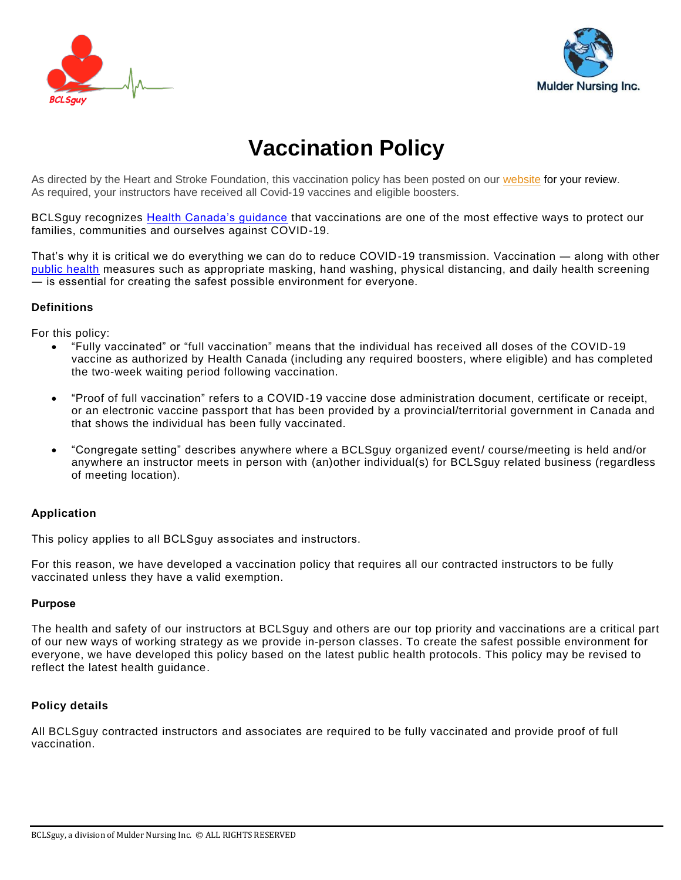# Vaccination Policy

As directed by the Heart and Stroke Foundation, this vaccination policy has been posted on our website for your review. As required, your instructors have received all Covid-19 vaccines and eligible boosters.

BCLSguy recognizes Health Canada's guidance that vaccinations are one of the most effective ways to protect our families, communities and ourselves against COVID-19.

That's why it is critical we do everything we can do to reduce COVID-19 transmission. Vaccination — along with other public health measures such as appropriate masking, hand washing, physical distancing, and daily health screening — is essential for creating the safest possible environment for everyone.

### Definitions

For this policy:

- "Fully vaccinated" or "full vaccination" means that the individual has received all doses of the COVID-19 vaccine as authorized by Health Canada (including any required boosters, where eligible) and has completed the two-week waiting period following vaccination.
- "Proof of full vaccination" refers to a COVID-19 vaccine dose administration document, certificate or receipt, or an electronic vaccine passport that has been provided by a provincial/territorial government in Canada and that shows the individual has been fully vaccinated.
- "Congregate setting" describes anywhere where a BCLSguy organized event/ course/meeting is held and/or anywhere an instructor meets in person with (an)other individual(s) for BCLSguy related business (regardless of meeting location).

### Application

This policy applies to all BCLSguy associates and instructors.

For this reason, we have developed a vaccination policy that requires all our contracted instructors to be fully vaccinated unless they have a valid exemption.

### Purpose

The health and safety of our instructors at BCLSguy and others are our top priority and vaccinations are a critical part of our new ways of working strategy as we provide in-person classes. To create the safest possible environment for everyone, we have developed this policy based on the latest public health protocols. This policy may be revised to reflect the latest health guidance.

### Policy details

All BCLSguy contracted instructors and associates are required to be fully vaccinated and provide proof of full vaccination.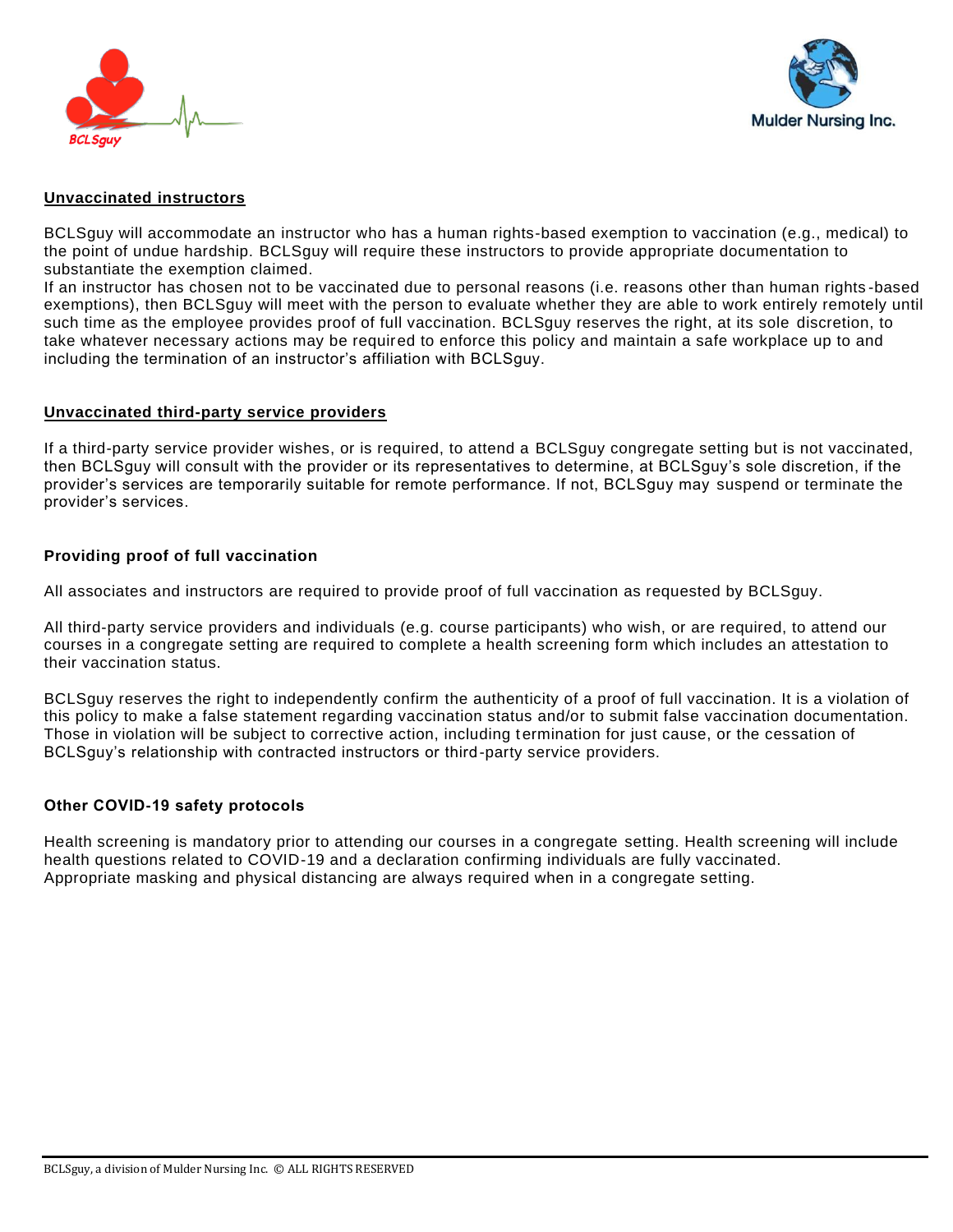## Unvaccinated instructors

BCLSguy will accommodate an instructor who has a human rights-based exemption to vaccination (e.g., medical) to the point of undue hardship. BCLSguy will require these instructors to provide appropriate documentation to substantiate the exemption claimed.
If an instructor has chosen not to be vaccinated due to personal reasons (i.e. reasons other than human rights-based exemptions), then BCLSguy will meet with the person to evaluate whether they are able to work entirely remotely until such time as the employee provides proof of full vaccination. BCLSguy reserves the right, at its sole discretion, to take whatever necessary actions may be required to enforce this policy and maintain a safe workplace up to and including the termination of an instructor's affiliation with BCLSguy.

## Unvaccinated third-party service providers

If a third-party service provider wishes, or is required, to attend a BCLSguy congregate setting but is not vaccinated, then BCLSguy will consult with the provider or its representatives to determine, at BCLSguy's sole discretion, if the provider's services are temporarily suitable for remote performance. If not, BCLSguy may suspend or terminate the provider's services.

### Providing proof of full vaccination

All associates and instructors are required to provide proof of full vaccination as requested by BCLSguy.

All third-party service providers and individuals (e.g. course participants) who wish, or are required, to attend our courses in a congregate setting are required to complete a health screening form which includes an attestation to their vaccination status.

BCLSguy reserves the right to independently confirm the authenticity of a proof of full vaccination. It is a violation of this policy to make a false statement regarding vaccination status and/or to submit false vaccination documentation. Those in violation will be subject to corrective action, including termination for just cause, or the cessation of BCLSguy's relationship with contracted instructors or third-party service providers.

### Other COVID-19 safety protocols

Health screening is mandatory prior to attending our courses in a congregate setting. Health screening will include health questions related to COVID-19 and a declaration confirming individuals are fully vaccinated.
Appropriate masking and physical distancing are always required when in a congregate setting.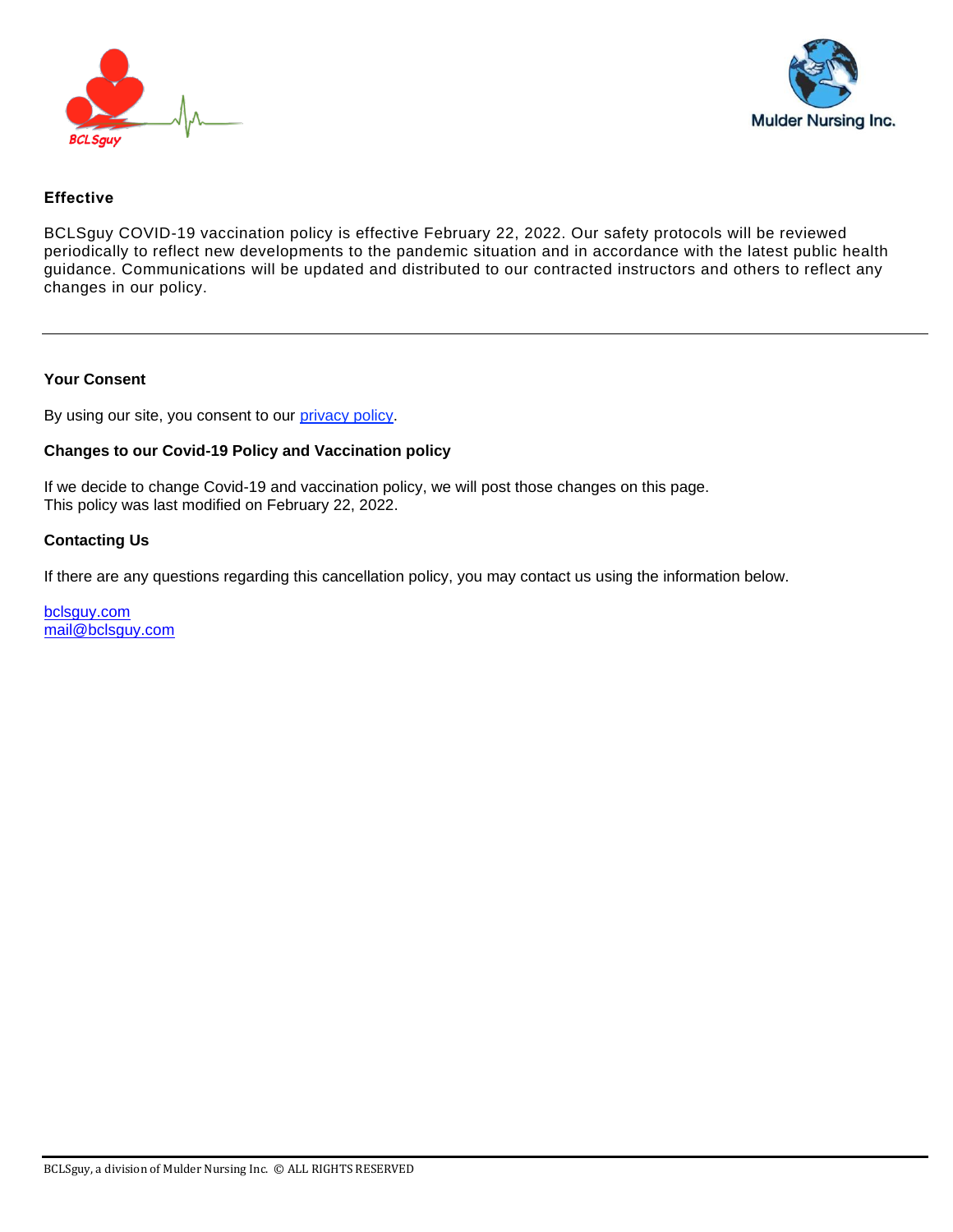## Effective

BCLSguy COVID-19 vaccination policy is effective February 22, 2022. Our safety protocols will be reviewed periodically to reflect new developments to the pandemic situation and in accordance with the latest public health guidance. Communications will be updated and distributed to our contracted instructors and others to reflect any changes in our policy.

---

## Your Consent

By using our site, you consent to our privacy policy.

## Changes to our Covid-19 Policy and Vaccination policy

If we decide to change Covid-19 and vaccination policy, we will post those changes on this page.
This policy was last modified on February 22, 2022.

## Contacting Us

If there are any questions regarding this cancellation policy, you may contact us using the information below.

bclsguy.com
mail@bclsguy.com